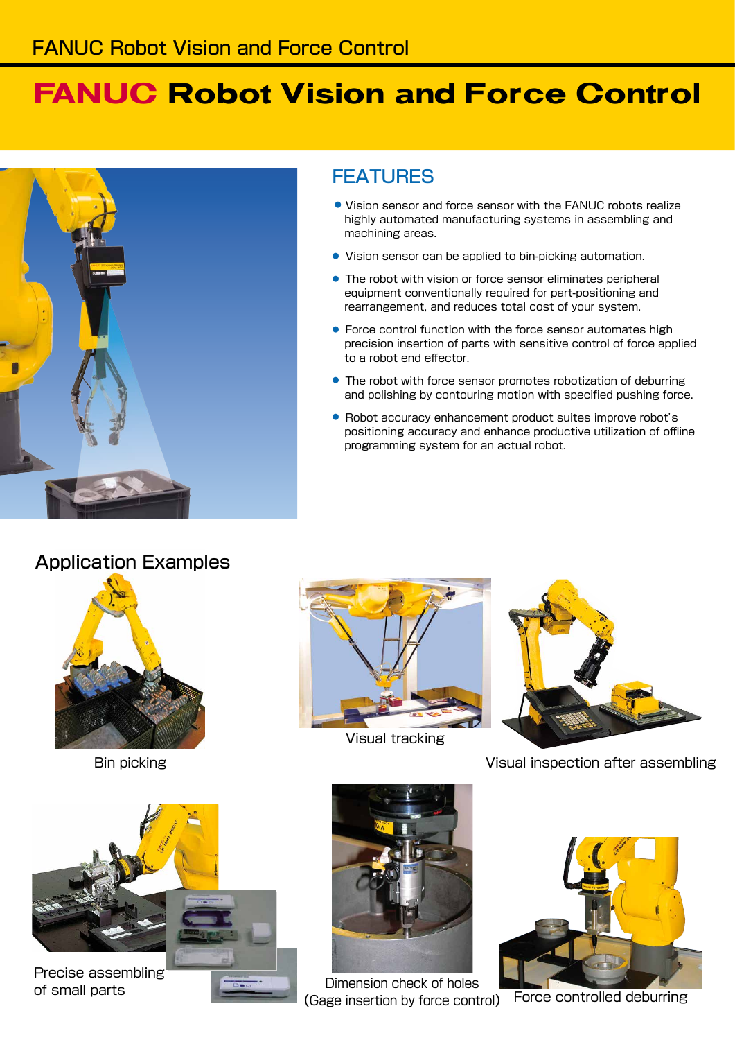# FANUC Robot Vision and Force Control

## FEATURES

- Vision sensor and force sensor with the FANUC robots realize highly automated manufacturing systems in assembling and machining areas.
- Vision sensor can be applied to bin-picking automation.
- The robot with vision or force sensor eliminates peripheral equipment conventionally required for part-positioning and rearrangement, and reduces total cost of your system.
- Force control function with the force sensor automates high precision insertion of parts with sensitive control of force applied to a robot end effector.
- The robot with force sensor promotes robotization of deburring and polishing by contouring motion with specified pushing force.
- Robot accuracy enhancement product suites improve robot's positioning accuracy and enhance productive utilization of offline programming system for an actual robot.

## Application Examples

Bin picking

Visual tracking

Visual inspection after assembling

Precise assembling of small parts

Dimension check of holes (Gage insertion by force control)

Force controlled deburring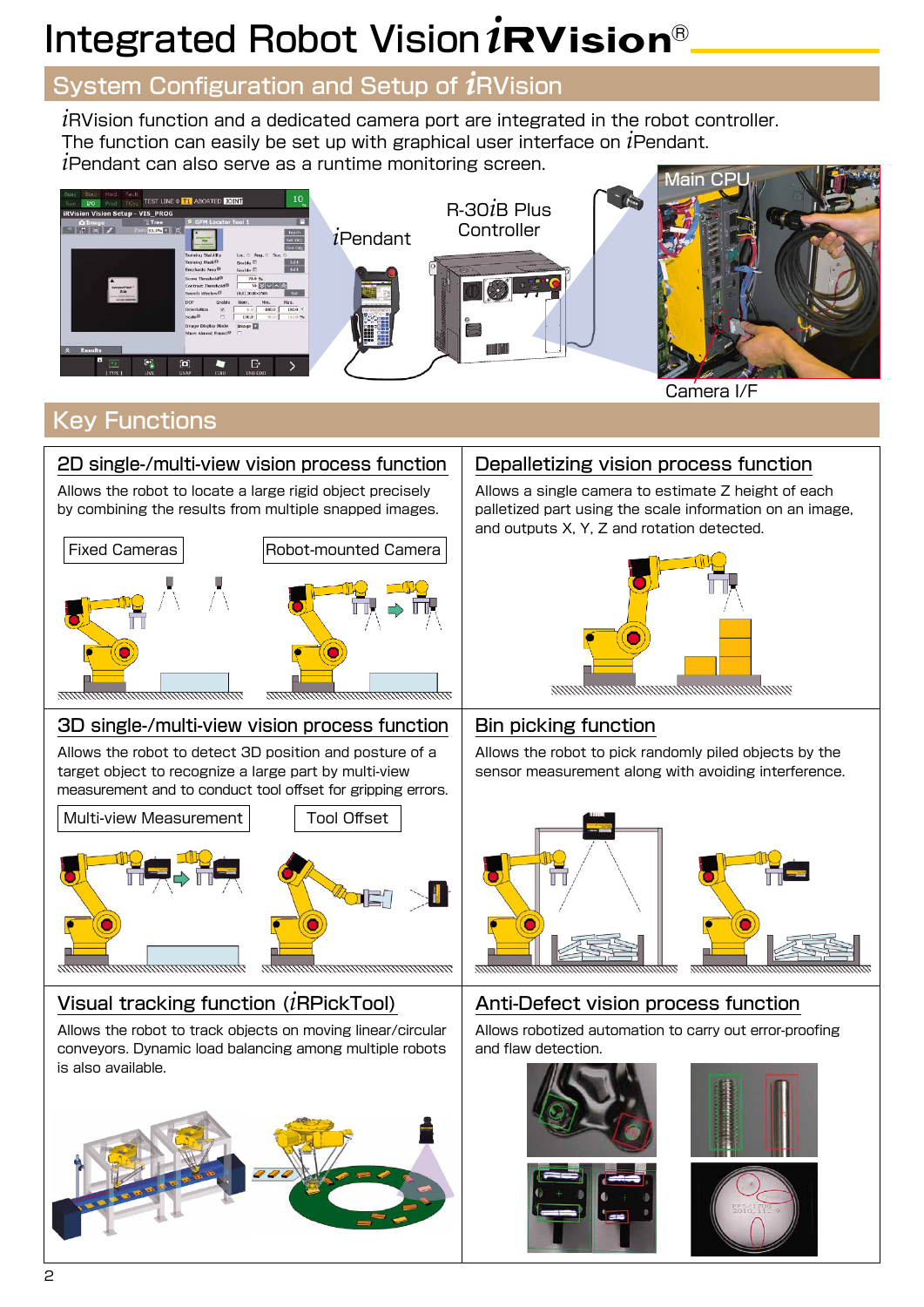# Integrated Robot Vision *i*RVision®

## System Configuration and Setup of *i*RVision

*i*RVision function and a dedicated camera port are integrated in the robot controller.
The function can easily be set up with graphical user interface on *i*Pendant.
*i*Pendant can also serve as a runtime monitoring screen.

*i*Pendant

R-30*i*B Plus Controller

Main CPU

Camera I/F

## Key Functions

### 2D single-/multi-view vision process function

Allows the robot to locate a large rigid object precisely by combining the results from multiple snapped images.

Fixed Cameras

Robot-mounted Camera

### Depalletizing vision process function

Allows a single camera to estimate Z height of each palletized part using the scale information on an image, and outputs X, Y, Z and rotation detected.

### 3D single-/multi-view vision process function

Allows the robot to detect 3D position and posture of a target object to recognize a large part by multi-view measurement and to conduct tool offset for gripping errors.

Multi-view Measurement

Tool Offset

### Bin picking function

Allows the robot to pick randomly piled objects by the sensor measurement along with avoiding interference.

### Visual tracking function (*i*RPickTool)

Allows the robot to track objects on moving linear/circular conveyors. Dynamic load balancing among multiple robots is also available.

### Anti-Defect vision process function

Allows robotized automation to carry out error-proofing and flaw detection.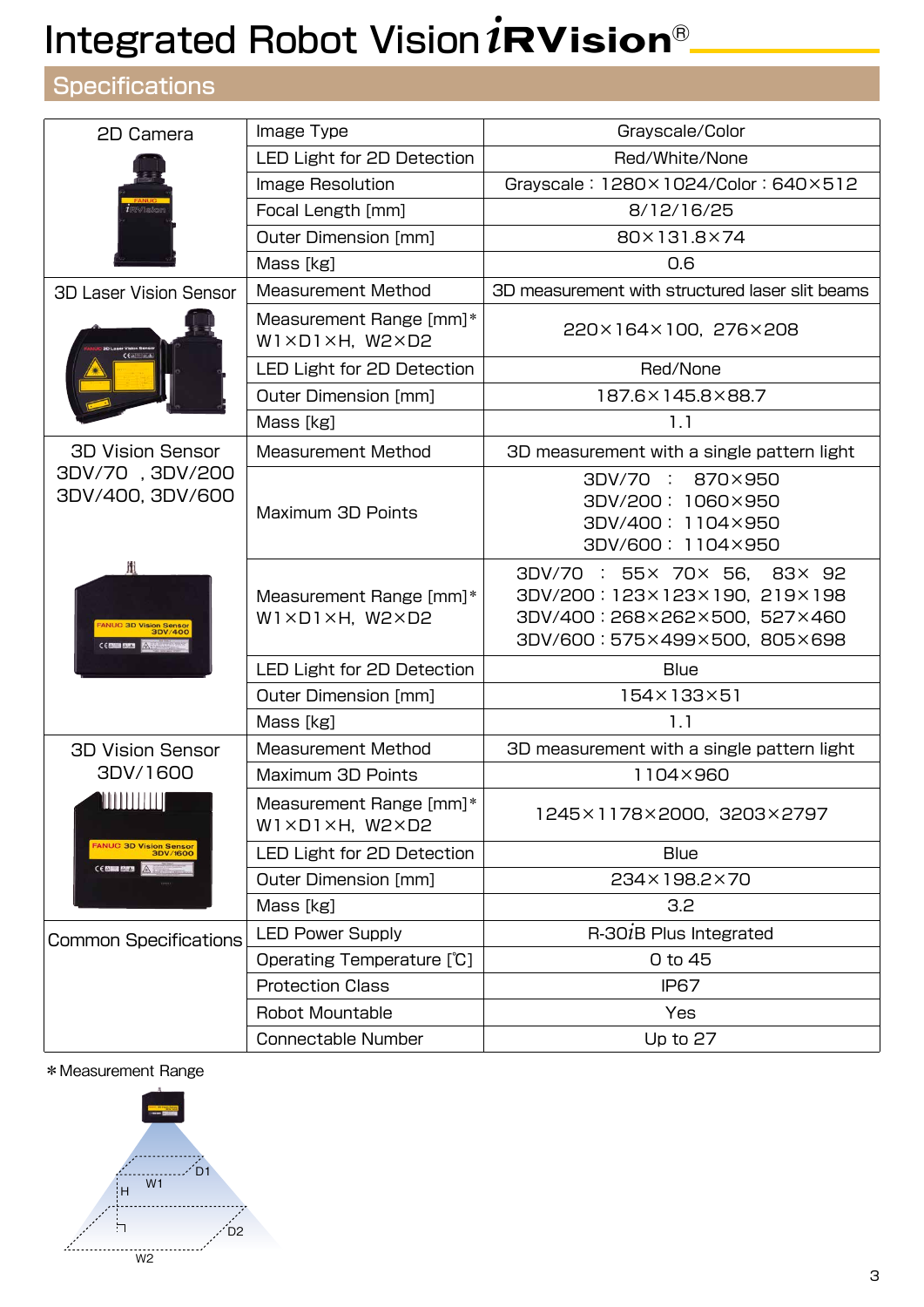# Integrated Robot Vision iRVision®

## Specifications

| | | |
|---|---|---|
| 2D Camera | Image Type | Grayscale/Color |
| | LED Light for 2D Detection | Red/White/None |
| | Image Resolution | Grayscale：1280×1024/Color：640×512 |
| | Focal Length [mm] | 8/12/16/25 |
| | Outer Dimension [mm] | 80×131.8×74 |
| | Mass [kg] | 0.6 |
| 3D Laser Vision Sensor | Measurement Method | 3D measurement with structured laser slit beams |
| | Measurement Range [mm]* W1×D1×H, W2×D2 | 220×164×100, 276×208 |
| | LED Light for 2D Detection | Red/None |
| | Outer Dimension [mm] | 187.6×145.8×88.7 |
| | Mass [kg] | 1.1 |
| 3D Vision Sensor 3DV/70 , 3DV/200 3DV/400, 3DV/600 | Measurement Method | 3D measurement with a single pattern light |
| | Maximum 3D Points | 3DV/70 ： 870×950<br>3DV/200： 1060×950<br>3DV/400： 1104×950<br>3DV/600： 1104×950 |
| | Measurement Range [mm]* W1×D1×H, W2×D2 | 3DV/70 ： 55× 70× 56, 83× 92<br>3DV/200：123×123×190, 219×198<br>3DV/400：268×262×500, 527×460<br>3DV/600：575×499×500, 805×698 |
| | LED Light for 2D Detection | Blue |
| | Outer Dimension [mm] | 154×133×51 |
| | Mass [kg] | 1.1 |
| 3D Vision Sensor 3DV/1600 | Measurement Method | 3D measurement with a single pattern light |
| | Maximum 3D Points | 1104×960 |
| | Measurement Range [mm]* W1×D1×H, W2×D2 | 1245×1178×2000, 3203×2797 |
| | LED Light for 2D Detection | Blue |
| | Outer Dimension [mm] | 234×198.2×70 |
| | Mass [kg] | 3.2 |
| Common Specifications | LED Power Supply | R-30iB Plus Integrated |
| | Operating Temperature [℃] | 0 to 45 |
| | Protection Class | IP67 |
| | Robot Mountable | Yes |
| | Connectable Number | Up to 27 |

＊Measurement Range

W1 D1 H W2 D2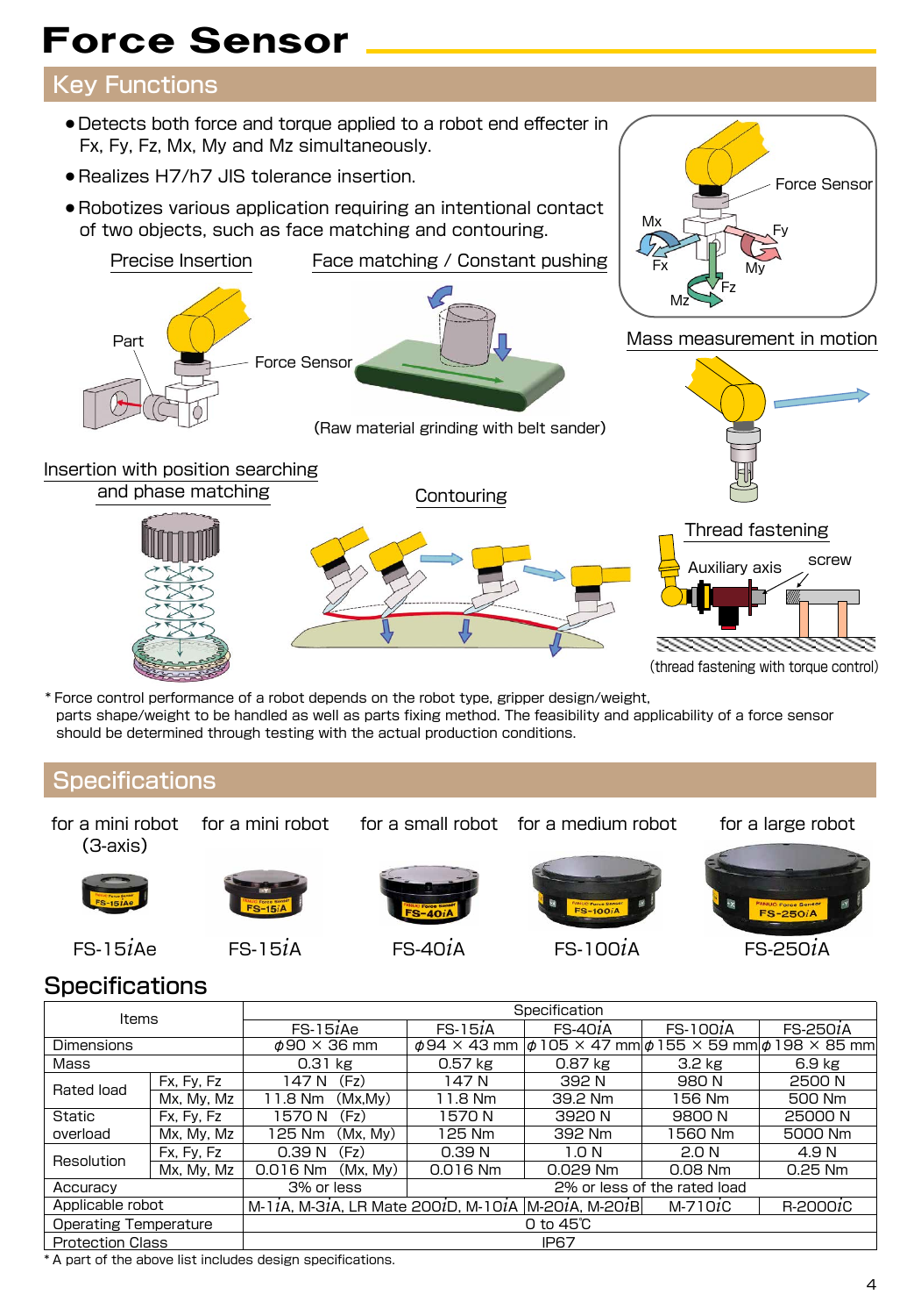# Force Sensor

## Key Functions

- Detects both force and torque applied to a robot end effecter in Fx, Fy, Fz, Mx, My and Mz simultaneously.
- Realizes H7/h7 JIS tolerance insertion.
- Robotizes various application requiring an intentional contact of two objects, such as face matching and contouring.

Force Sensor

Mx

Fy

Fx

My

Fz

Mz

Precise Insertion

Part

Force Sensor

Face matching / Constant pushing

(Raw material grinding with belt sander)

Mass measurement in motion

Insertion with position searching and phase matching

Contouring

Thread fastening

Auxiliary axis

screw

(thread fastening with torque control)

* Force control performance of a robot depends on the robot type, gripper design/weight, parts shape/weight to be handled as well as parts fixing method. The feasibility and applicability of a force sensor should be determined through testing with the actual production conditions.

## Specifications

for a mini robot (3-axis) — FS-15*i*Ae

for a mini robot — FS-15*i*A

for a small robot — FS-40*i*A

for a medium robot — FS-100*i*A

for a large robot — FS-250*i*A

## Specifications

| Items | | Specification | | | | |
|---|---|---|---|---|---|---|
| | | FS-15*i*Ae | FS-15*i*A | FS-40*i*A | FS-100*i*A | FS-250*i*A |
| Dimensions | | φ90 × 36 mm | φ94 × 43 mm | φ105 × 47 mm | φ155 × 59 mm | φ198 × 85 mm |
| Mass | | 0.31 kg | 0.57 kg | 0.87 kg | 3.2 kg | 6.9 kg |
| Rated load | Fx, Fy, Fz | 147 N (Fz) | 147 N | 392 N | 980 N | 2500 N |
| | Mx, My, Mz | 11.8 Nm (Mx,My) | 11.8 Nm | 39.2 Nm | 156 Nm | 500 Nm |
| Static overload | Fx, Fy, Fz | 1570 N (Fz) | 1570 N | 3920 N | 9800 N | 25000 N |
| | Mx, My, Mz | 125 Nm (Mx, My) | 125 Nm | 392 Nm | 1560 Nm | 5000 Nm |
| Resolution | Fx, Fy, Fz | 0.39 N (Fz) | 0.39 N | 1.0 N | 2.0 N | 4.9 N |
| | Mx, My, Mz | 0.016 Nm (Mx, My) | 0.016 Nm | 0.029 Nm | 0.08 Nm | 0.25 Nm |
| Accuracy | | 3% or less | 2% or less of the rated load | | | |
| Applicable robot | | M-1*i*A, M-3*i*A, LR Mate 200*i*D, M-10*i*A | | M-20*i*A, M-20*i*B | M-710*i*C | R-2000*i*C |
| Operating Temperature | | 0 to 45℃ | | | | |
| Protection Class | | IP67 | | | | |

* A part of the above list includes design specifications.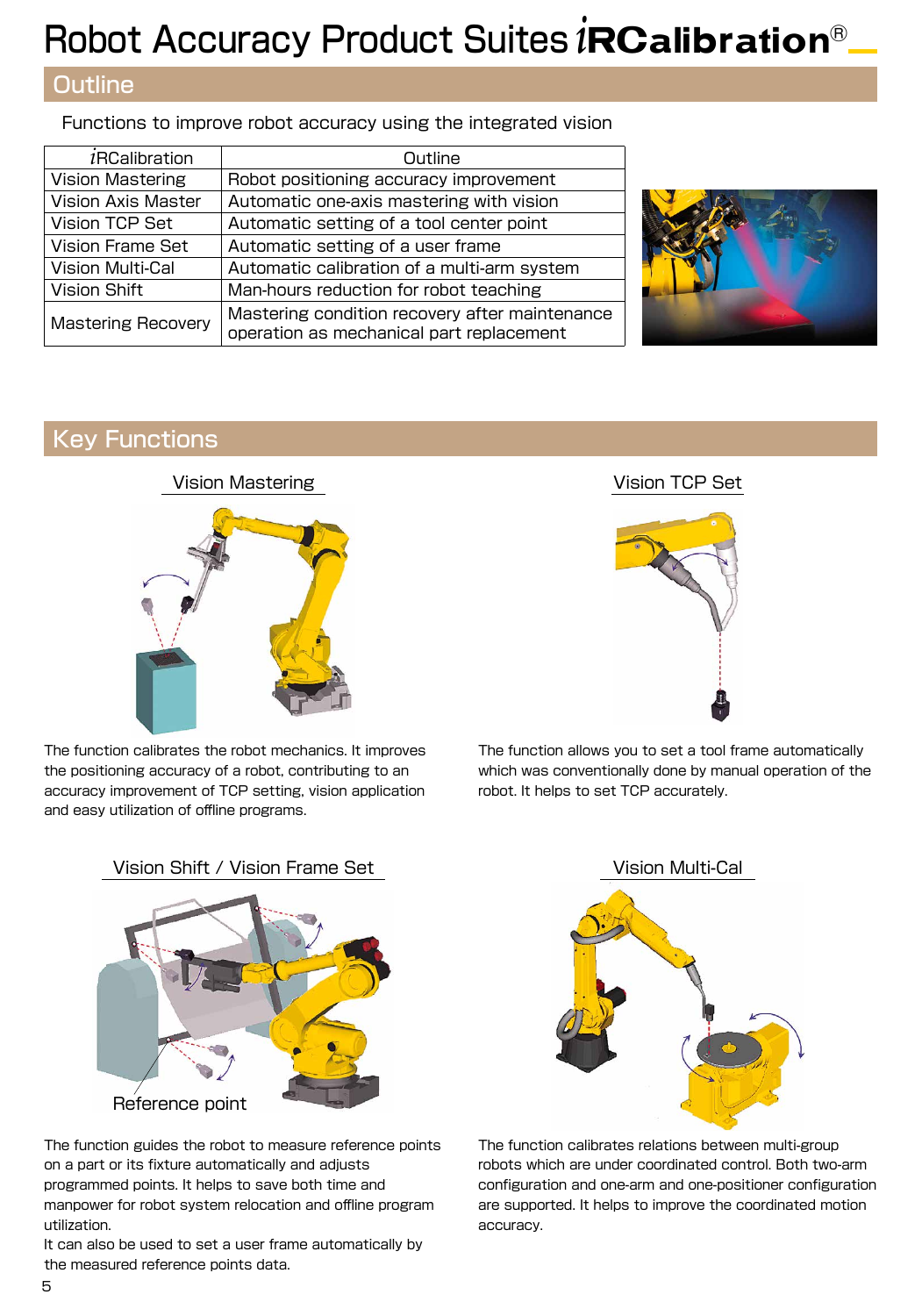# Robot Accuracy Product Suites *i*RCalibration®

## Outline

Functions to improve robot accuracy using the integrated vision

| *i*RCalibration | Outline |
|---|---|
| Vision Mastering | Robot positioning accuracy improvement |
| Vision Axis Master | Automatic one-axis mastering with vision |
| Vision TCP Set | Automatic setting of a tool center point |
| Vision Frame Set | Automatic setting of a user frame |
| Vision Multi-Cal | Automatic calibration of a multi-arm system |
| Vision Shift | Man-hours reduction for robot teaching |
| Mastering Recovery | Mastering condition recovery after maintenance operation as mechanical part replacement |

## Key Functions

### Vision Mastering

The function calibrates the robot mechanics. It improves the positioning accuracy of a robot, contributing to an accuracy improvement of TCP setting, vision application and easy utilization of offline programs.

### Vision TCP Set

The function allows you to set a tool frame automatically which was conventionally done by manual operation of the robot. It helps to set TCP accurately.

### Vision Shift / Vision Frame Set

Reference point

The function guides the robot to measure reference points on a part or its fixture automatically and adjusts programmed points. It helps to save both time and manpower for robot system relocation and offline program utilization.

It can also be used to set a user frame automatically by the measured reference points data.

### Vision Multi-Cal

The function calibrates relations between multi-group robots which are under coordinated control. Both two-arm configuration and one-arm and one-positioner configuration are supported. It helps to improve the coordinated motion accuracy.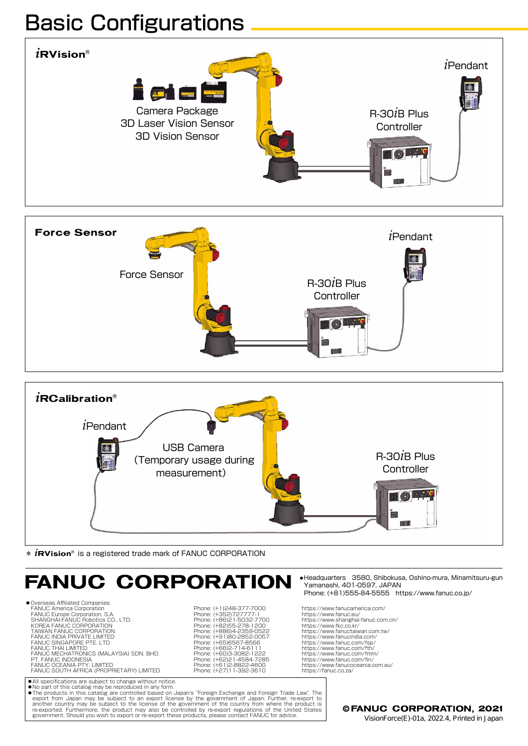# Basic Configurations

## *i*RVision®

Camera Package
3D Laser Vision Sensor
3D Vision Sensor

R-30*i*B Plus Controller

*i*Pendant

## Force Sensor

Force Sensor

R-30*i*B Plus Controller

*i*Pendant

## *i*RCalibration®

*i*Pendant

USB Camera
(Temporary usage during measurement)

R-30*i*B Plus Controller

＊ ***i*RVision®** is a registered trade mark of FANUC CORPORATION

# FANUC CORPORATION

●Headquarters 3580, Shibokusa, Oshino-mura, Minamitsuru-gun Yamanashi, 401-0597, JAPAN
Phone: (+81)555-84-5555 https://www.fanuc.co.jp/

●Overseas Affiliated Companies

| | | |
|---|---|---|
| FANUC America Corporation | Phone: (+1)248-377-7000 | https://www.fanucamerica.com/ |
| FANUC Europe Corporation, S.A. | Phone: (+352)727777-1 | https://www.fanuc.eu/ |
| SHANGHAI-FANUC Robotics CO., LTD. | Phone: (+86)21-5032-7700 | https://www.shanghai-fanuc.com.cn/ |
| KOREA FANUC CORPORATION | Phone: (+82)55-278-1200 | https://www.fkc.co.kr/ |
| TAIWAN FANUC CORPORATION | Phone: (+886)4-2359-0522 | https://www.fanuctaiwan.com.tw/ |
| FANUC INDIA PRIVATE LIMITED | Phone: (+91)80-2852-0057 | https://www.fanucindia.com/ |
| FANUC SINGAPORE PTE. LTD. | Phone: (+65)6567-8566 | https://www.fanuc.com/fsp/ |
| FANUC THAI LIMITED | Phone: (+66)2-714-6111 | https://www.fanuc.com/fth/ |
| FANUC MECHATRONICS (MALAYSIA) SDN. BHD. | Phone: (+60)3-3082-1222 | https://www.fanuc.com/fmm/ |
| PT. FANUC INDONESIA | Phone: (+62)21-4584-7285 | https://www.fanuc.com/fin/ |
| FANUC OCEANIA PTY. LIMITED | Phone: (+61)2-8822-4600 | https://www.fanucoceania.com.au/ |
| FANUC SOUTH AFRICA (PROPRIETARY) LIMITED | Phone: (+27)11-392-3610 | https://fanuc.co.za/ |

●All specifications are subject to change without notice.
●No part of this catalog may be reproduced in any form.
●The products in this catalog are controlled based on Japan's "Foreign Exchange and Foreign Trade Law". The export from Japan may be subject to an export license by the government of Japan. Further, re-export to another country may be subject to the license of the government of the country from where the product is re-exported. Furthermore, the product may also be controlled by re-export regulations of the United States government. Should you wish to export or re-export these products, please contact FANUC for advice.

**©FANUC CORPORATION, 2021**
VisionForce(E)-01a, 2022.4, Printed in Japan